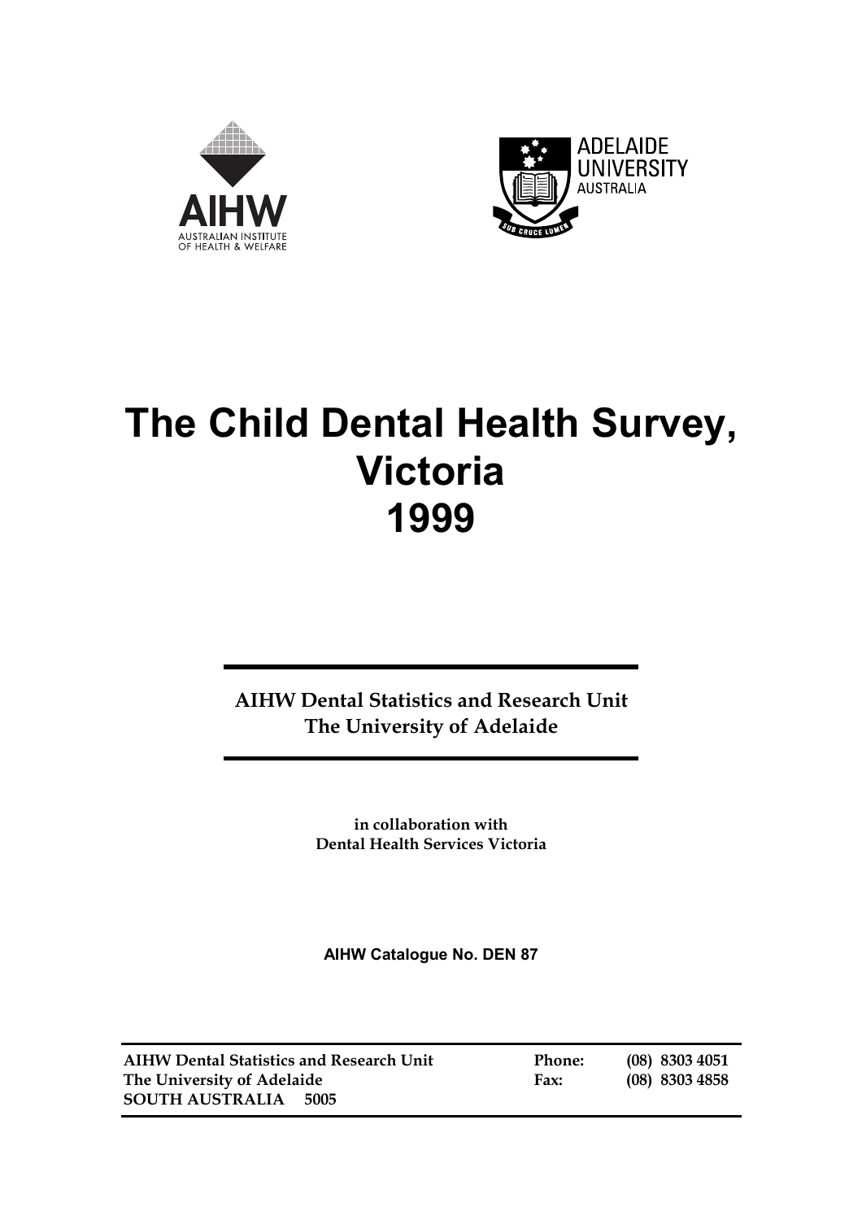AIHW

AUSTRALIAN INSTITUTE OF HEALTH & WELFARE

ADELAIDE UNIVERSITY AUSTRALIA

# The Child Dental Health Survey, Victoria 1999

**AIHW Dental Statistics and Research Unit**
**The University of Adelaide**

**in collaboration with**
**Dental Health Services Victoria**

**AIHW Catalogue No. DEN 87**

| | | | |
|---|---|---|---|
| **AIHW Dental Statistics and Research Unit** | | **Phone:** | **(08) 8303 4051** |
| **The University of Adelaide** | | **Fax:** | **(08) 8303 4858** |
| **SOUTH AUSTRALIA** | **5005** | | |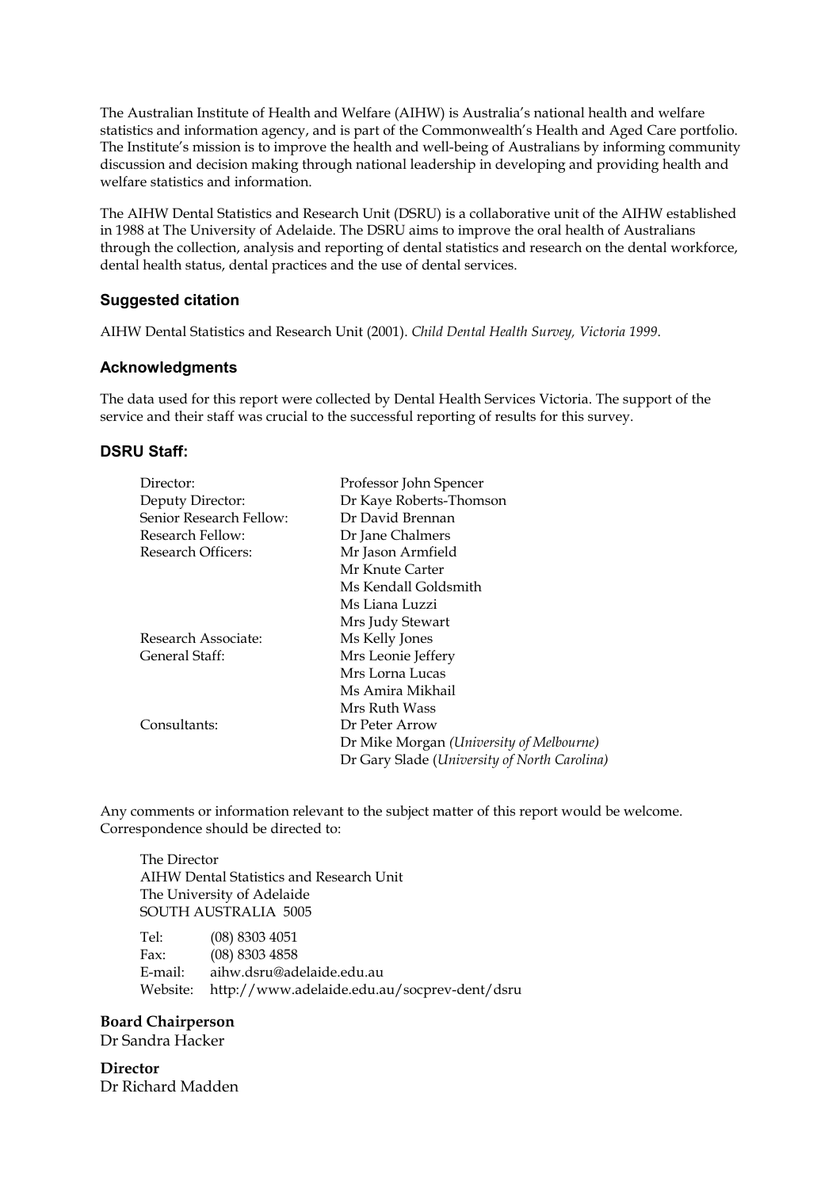The Australian Institute of Health and Welfare (AIHW) is Australia's national health and welfare statistics and information agency, and is part of the Commonwealth's Health and Aged Care portfolio. The Institute's mission is to improve the health and well-being of Australians by informing community discussion and decision making through national leadership in developing and providing health and welfare statistics and information.

The AIHW Dental Statistics and Research Unit (DSRU) is a collaborative unit of the AIHW established in 1988 at The University of Adelaide. The DSRU aims to improve the oral health of Australians through the collection, analysis and reporting of dental statistics and research on the dental workforce, dental health status, dental practices and the use of dental services.

### Suggested citation

AIHW Dental Statistics and Research Unit (2001). *Child Dental Health Survey, Victoria 1999*.

### Acknowledgments

The data used for this report were collected by Dental Health Services Victoria. The support of the service and their staff was crucial to the successful reporting of results for this survey.

### DSRU Staff:

| | |
|---|---|
| Director: | Professor John Spencer |
| Deputy Director: | Dr Kaye Roberts-Thomson |
| Senior Research Fellow: | Dr David Brennan |
| Research Fellow: | Dr Jane Chalmers |
| Research Officers: | Mr Jason Armfield |
| | Mr Knute Carter |
| | Ms Kendall Goldsmith |
| | Ms Liana Luzzi |
| | Mrs Judy Stewart |
| Research Associate: | Ms Kelly Jones |
| General Staff: | Mrs Leonie Jeffery |
| | Mrs Lorna Lucas |
| | Ms Amira Mikhail |
| | Mrs Ruth Wass |
| Consultants: | Dr Peter Arrow |
| | Dr Mike Morgan *(University of Melbourne)* |
| | Dr Gary Slade (*University of North Carolina)* |

Any comments or information relevant to the subject matter of this report would be welcome. Correspondence should be directed to:

The Director
AIHW Dental Statistics and Research Unit
The University of Adelaide
SOUTH AUSTRALIA 5005

Tel: (08) 8303 4051
Fax: (08) 8303 4858
E-mail: aihw.dsru@adelaide.edu.au
Website: http://www.adelaide.edu.au/socprev-dent/dsru

**Board Chairperson**
Dr Sandra Hacker

**Director**
Dr Richard Madden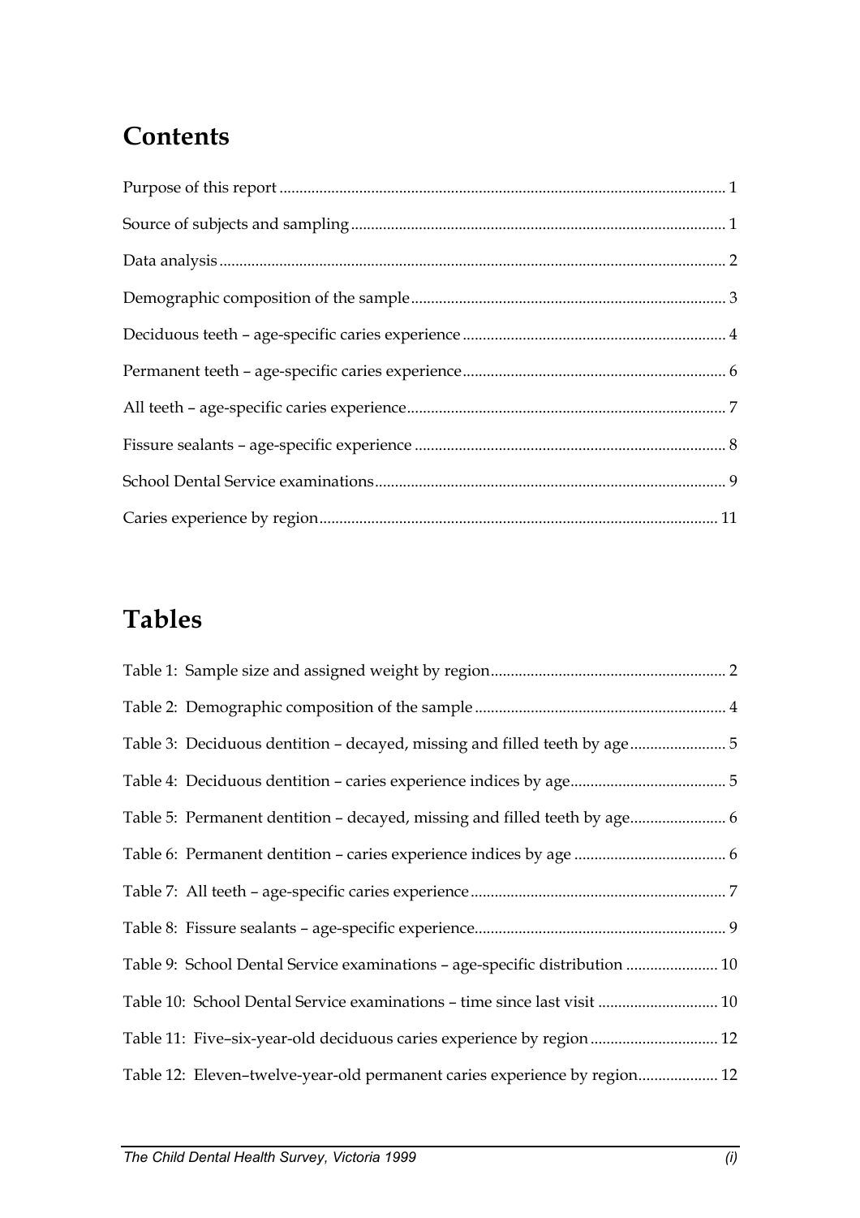## Contents

Purpose of this report ........................................................................................................ 1

Source of subjects and sampling ........................................................................................ 1

Data analysis ........................................................................................................................ 2

Demographic composition of the sample ......................................................................... 3

Deciduous teeth – age-specific caries experience ............................................................ 4

Permanent teeth – age-specific caries experience ............................................................ 6

All teeth – age-specific caries experience .......................................................................... 7

Fissure sealants – age-specific experience ........................................................................ 8

School Dental Service examinations .................................................................................. 9

Caries experience by region ............................................................................................... 11

## Tables

Table 1: Sample size and assigned weight by region ...................................................... 2

Table 2: Demographic composition of the sample .......................................................... 4

Table 3: Deciduous dentition – decayed, missing and filled teeth by age ..................... 5

Table 4: Deciduous dentition – caries experience indices by age ................................... 5

Table 5: Permanent dentition – decayed, missing and filled teeth by age ..................... 6

Table 6: Permanent dentition – caries experience indices by age .................................. 6

Table 7: All teeth – age-specific caries experience ........................................................... 7

Table 8: Fissure sealants – age-specific experience ........................................................... 9

Table 9: School Dental Service examinations – age-specific distribution ..................... 10

Table 10: School Dental Service examinations – time since last visit ........................... 10

Table 11: Five–six-year-old deciduous caries experience by region ............................. 12

Table 12: Eleven–twelve-year-old permanent caries experience by region .................. 12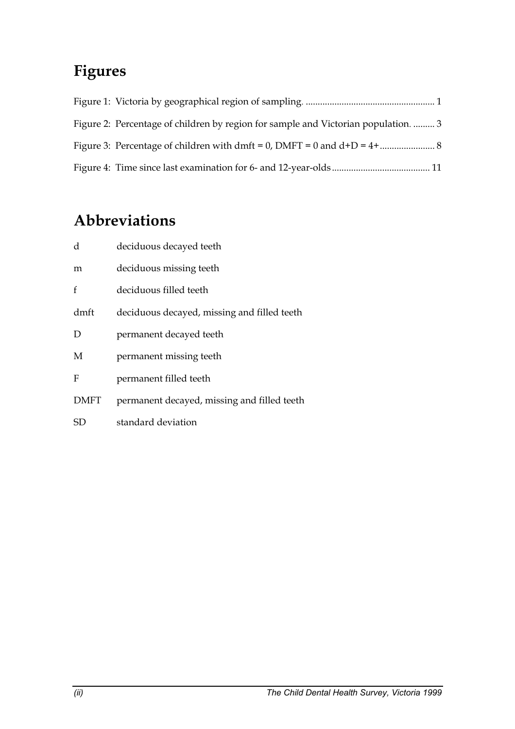## Figures

Figure 1: Victoria by geographical region of sampling. ........................................................ 1

Figure 2: Percentage of children by region for sample and Victorian population. ......... 3

Figure 3: Percentage of children with dmft = 0, DMFT = 0 and d+D = 4+........................ 8

Figure 4: Time since last examination for 6- and 12-year-olds.......................................... 11

## Abbreviations

| | |
|---|---|
| d | deciduous decayed teeth |
| m | deciduous missing teeth |
| f | deciduous filled teeth |
| dmft | deciduous decayed, missing and filled teeth |
| D | permanent decayed teeth |
| M | permanent missing teeth |
| F | permanent filled teeth |
| DMFT | permanent decayed, missing and filled teeth |
| SD | standard deviation |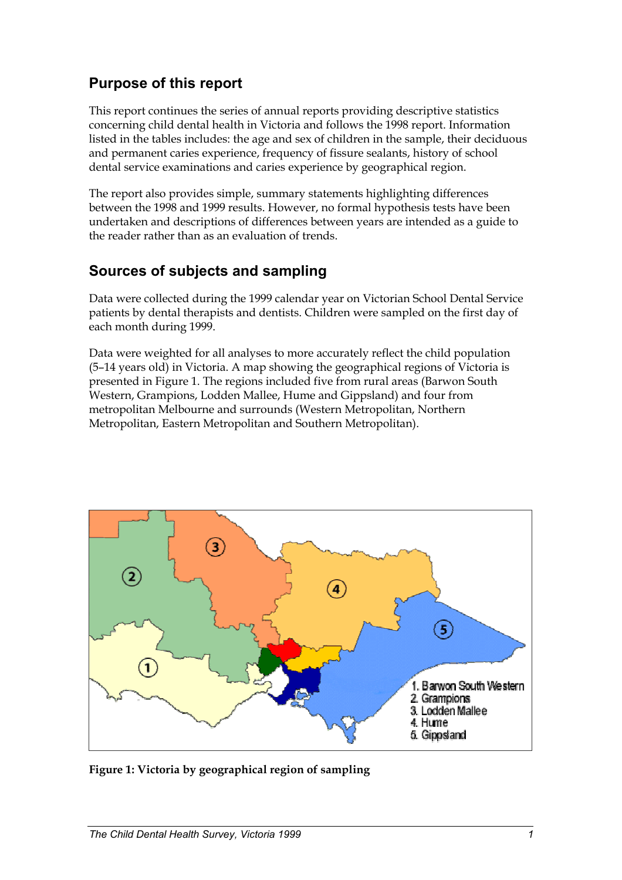## Purpose of this report

This report continues the series of annual reports providing descriptive statistics concerning child dental health in Victoria and follows the 1998 report. Information listed in the tables includes: the age and sex of children in the sample, their deciduous and permanent caries experience, frequency of fissure sealants, history of school dental service examinations and caries experience by geographical region.

The report also provides simple, summary statements highlighting differences between the 1998 and 1999 results. However, no formal hypothesis tests have been undertaken and descriptions of differences between years are intended as a guide to the reader rather than as an evaluation of trends.

## Sources of subjects and sampling

Data were collected during the 1999 calendar year on Victorian School Dental Service patients by dental therapists and dentists. Children were sampled on the first day of each month during 1999.

Data were weighted for all analyses to more accurately reflect the child population (5–14 years old) in Victoria. A map showing the geographical regions of Victoria is presented in Figure 1. The regions included five from rural areas (Barwon South Western, Grampians, Lodden Mallee, Hume and Gippsland) and four from metropolitan Melbourne and surrounds (Western Metropolitan, Northern Metropolitan, Eastern Metropolitan and Southern Metropolitan).

1. Barwon South Western
2. Grampians
3. Lodden Mallee
4. Hume
5. Gippsland

**Figure 1: Victoria by geographical region of sampling**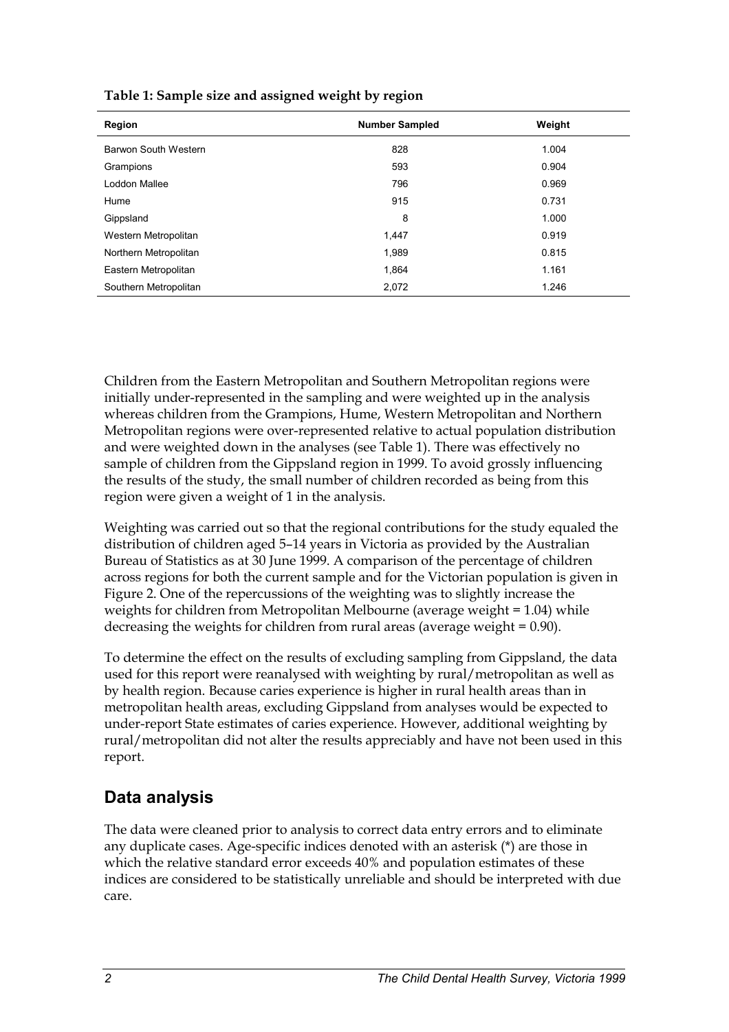**Table 1: Sample size and assigned weight by region**

| Region | Number Sampled | Weight |
|---|---|---|
| Barwon South Western | 828 | 1.004 |
| Grampions | 593 | 0.904 |
| Loddon Mallee | 796 | 0.969 |
| Hume | 915 | 0.731 |
| Gippsland | 8 | 1.000 |
| Western Metropolitan | 1,447 | 0.919 |
| Northern Metropolitan | 1,989 | 0.815 |
| Eastern Metropolitan | 1,864 | 1.161 |
| Southern Metropolitan | 2,072 | 1.246 |

Children from the Eastern Metropolitan and Southern Metropolitan regions were initially under-represented in the sampling and were weighted up in the analysis whereas children from the Grampions, Hume, Western Metropolitan and Northern Metropolitan regions were over-represented relative to actual population distribution and were weighted down in the analyses (see Table 1). There was effectively no sample of children from the Gippsland region in 1999. To avoid grossly influencing the results of the study, the small number of children recorded as being from this region were given a weight of 1 in the analysis.

Weighting was carried out so that the regional contributions for the study equaled the distribution of children aged 5–14 years in Victoria as provided by the Australian Bureau of Statistics as at 30 June 1999. A comparison of the percentage of children across regions for both the current sample and for the Victorian population is given in Figure 2. One of the repercussions of the weighting was to slightly increase the weights for children from Metropolitan Melbourne (average weight = 1.04) while decreasing the weights for children from rural areas (average weight = 0.90).

To determine the effect on the results of excluding sampling from Gippsland, the data used for this report were reanalysed with weighting by rural/metropolitan as well as by health region. Because caries experience is higher in rural health areas than in metropolitan health areas, excluding Gippsland from analyses would be expected to under-report State estimates of caries experience. However, additional weighting by rural/metropolitan did not alter the results appreciably and have not been used in this report.

## Data analysis

The data were cleaned prior to analysis to correct data entry errors and to eliminate any duplicate cases. Age-specific indices denoted with an asterisk (*) are those in which the relative standard error exceeds 40% and population estimates of these indices are considered to be statistically unreliable and should be interpreted with due care.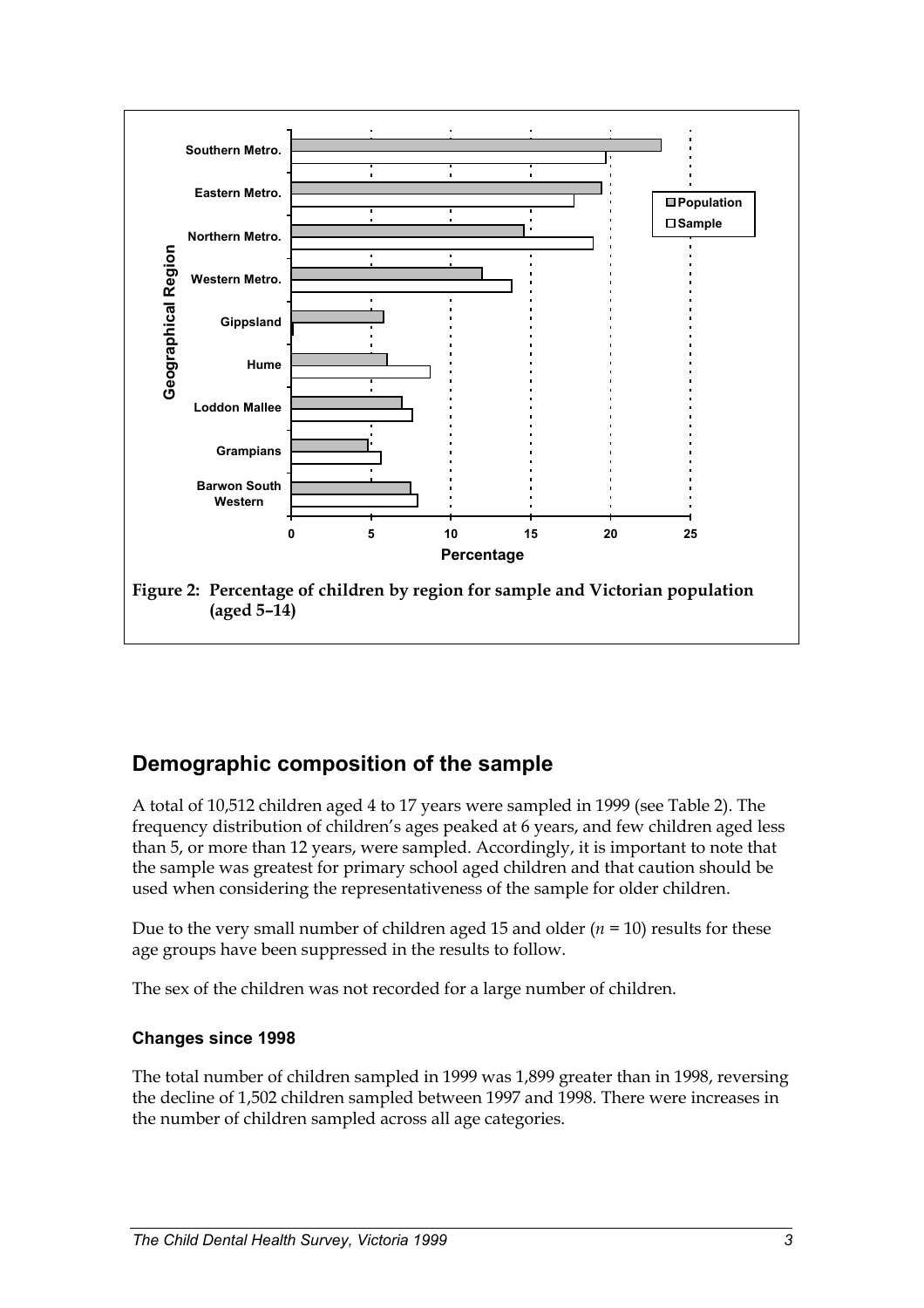Southern Metro.

Eastern Metro.

Northern Metro.

Western Metro.

Gippsland

Hume

Loddon Mallee

Grampians

Barwon South Western

Geographical Region

0 5 10 15 20 25

Percentage

Population

Sample

**Figure 2: Percentage of children by region for sample and Victorian population (aged 5–14)**

## Demographic composition of the sample

A total of 10,512 children aged 4 to 17 years were sampled in 1999 (see Table 2). The frequency distribution of children's ages peaked at 6 years, and few children aged less than 5, or more than 12 years, were sampled. Accordingly, it is important to note that the sample was greatest for primary school aged children and that caution should be used when considering the representativeness of the sample for older children.

Due to the very small number of children aged 15 and older ($n$ = 10) results for these age groups have been suppressed in the results to follow.

The sex of the children was not recorded for a large number of children.

### Changes since 1998

The total number of children sampled in 1999 was 1,899 greater than in 1998, reversing the decline of 1,502 children sampled between 1997 and 1998. There were increases in the number of children sampled across all age categories.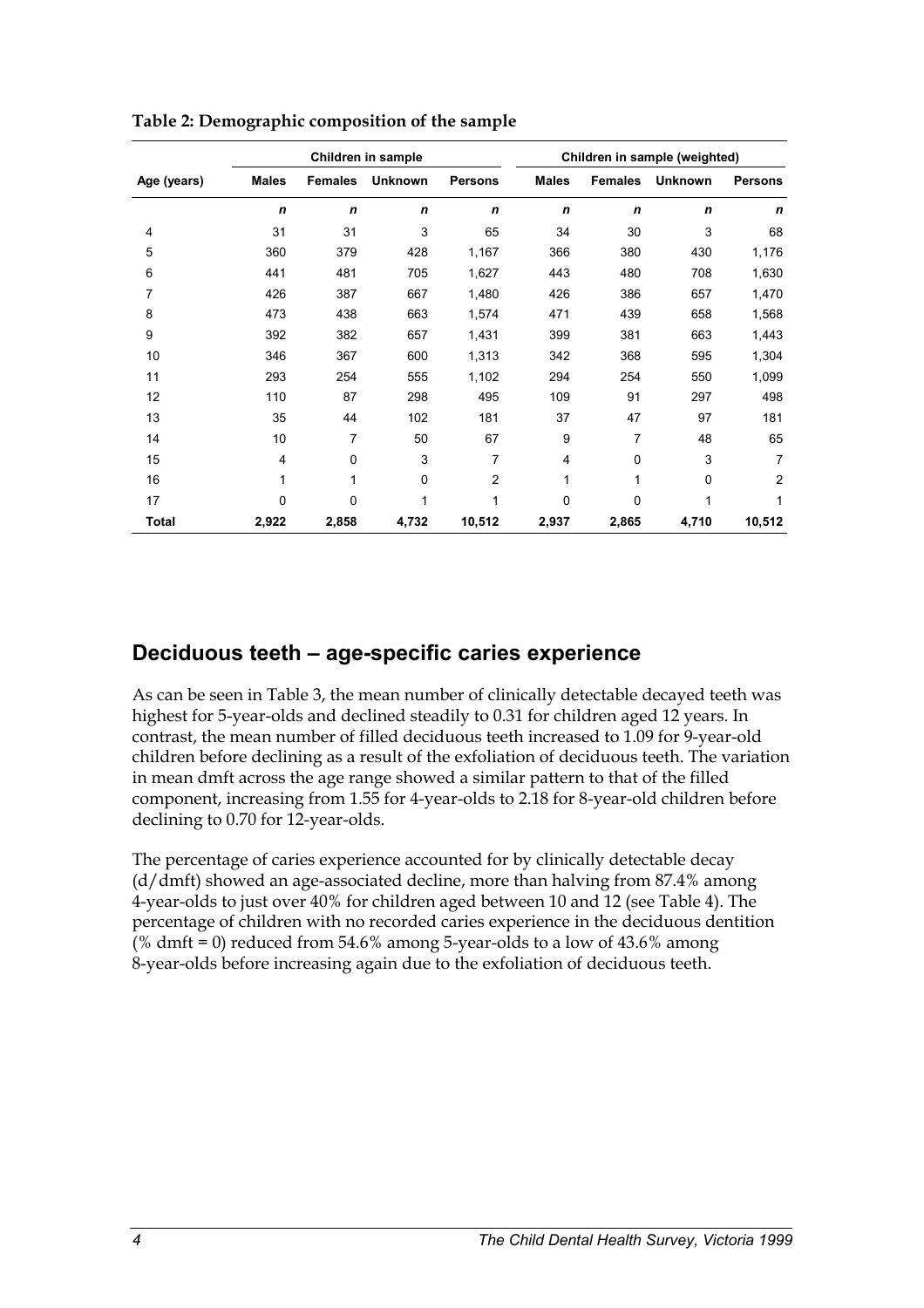**Table 2: Demographic composition of the sample**

| Age (years) | Children in sample | | | | Children in sample (weighted) | | | |
|---|---|---|---|---|---|---|---|---|
| | Males | Females | Unknown | Persons | Males | Females | Unknown | Persons |
| | *n* | *n* | *n* | *n* | *n* | *n* | *n* | *n* |
| 4 | 31 | 31 | 3 | 65 | 34 | 30 | 3 | 68 |
| 5 | 360 | 379 | 428 | 1,167 | 366 | 380 | 430 | 1,176 |
| 6 | 441 | 481 | 705 | 1,627 | 443 | 480 | 708 | 1,630 |
| 7 | 426 | 387 | 667 | 1,480 | 426 | 386 | 657 | 1,470 |
| 8 | 473 | 438 | 663 | 1,574 | 471 | 439 | 658 | 1,568 |
| 9 | 392 | 382 | 657 | 1,431 | 399 | 381 | 663 | 1,443 |
| 10 | 346 | 367 | 600 | 1,313 | 342 | 368 | 595 | 1,304 |
| 11 | 293 | 254 | 555 | 1,102 | 294 | 254 | 550 | 1,099 |
| 12 | 110 | 87 | 298 | 495 | 109 | 91 | 297 | 498 |
| 13 | 35 | 44 | 102 | 181 | 37 | 47 | 97 | 181 |
| 14 | 10 | 7 | 50 | 67 | 9 | 7 | 48 | 65 |
| 15 | 4 | 0 | 3 | 7 | 4 | 0 | 3 | 7 |
| 16 | 1 | 1 | 0 | 2 | 1 | 1 | 0 | 2 |
| 17 | 0 | 0 | 1 | 1 | 0 | 0 | 1 | 1 |
| **Total** | **2,922** | **2,858** | **4,732** | **10,512** | **2,937** | **2,865** | **4,710** | **10,512** |

## Deciduous teeth – age-specific caries experience

As can be seen in Table 3, the mean number of clinically detectable decayed teeth was highest for 5-year-olds and declined steadily to 0.31 for children aged 12 years. In contrast, the mean number of filled deciduous teeth increased to 1.09 for 9-year-old children before declining as a result of the exfoliation of deciduous teeth. The variation in mean dmft across the age range showed a similar pattern to that of the filled component, increasing from 1.55 for 4-year-olds to 2.18 for 8-year-old children before declining to 0.70 for 12-year-olds.

The percentage of caries experience accounted for by clinically detectable decay (d/dmft) showed an age-associated decline, more than halving from 87.4% among 4-year-olds to just over 40% for children aged between 10 and 12 (see Table 4). The percentage of children with no recorded caries experience in the deciduous dentition (% dmft = 0) reduced from 54.6% among 5-year-olds to a low of 43.6% among 8-year-olds before increasing again due to the exfoliation of deciduous teeth.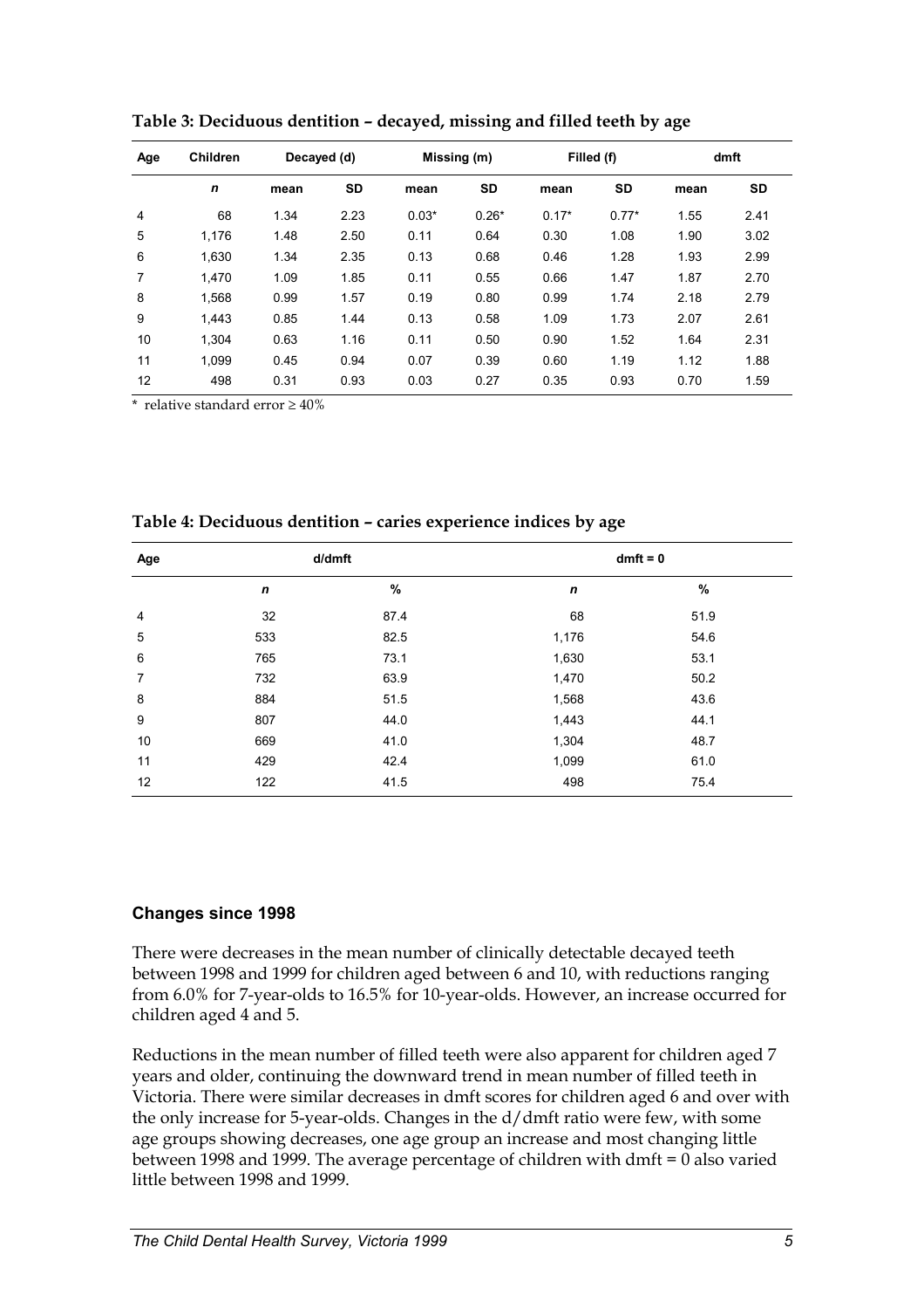**Table 3: Deciduous dentition – decayed, missing and filled teeth by age**

| Age | Children | Decayed (d) | | Missing (m) | | Filled (f) | | dmft | |
|---|---|---|---|---|---|---|---|---|---|
| | *n* | mean | SD | mean | SD | mean | SD | mean | SD |
| 4 | 68 | 1.34 | 2.23 | 0.03* | 0.26* | 0.17* | 0.77* | 1.55 | 2.41 |
| 5 | 1,176 | 1.48 | 2.50 | 0.11 | 0.64 | 0.30 | 1.08 | 1.90 | 3.02 |
| 6 | 1,630 | 1.34 | 2.35 | 0.13 | 0.68 | 0.46 | 1.28 | 1.93 | 2.99 |
| 7 | 1,470 | 1.09 | 1.85 | 0.11 | 0.55 | 0.66 | 1.47 | 1.87 | 2.70 |
| 8 | 1,568 | 0.99 | 1.57 | 0.19 | 0.80 | 0.99 | 1.74 | 2.18 | 2.79 |
| 9 | 1,443 | 0.85 | 1.44 | 0.13 | 0.58 | 1.09 | 1.73 | 2.07 | 2.61 |
| 10 | 1,304 | 0.63 | 1.16 | 0.11 | 0.50 | 0.90 | 1.52 | 1.64 | 2.31 |
| 11 | 1,099 | 0.45 | 0.94 | 0.07 | 0.39 | 0.60 | 1.19 | 1.12 | 1.88 |
| 12 | 498 | 0.31 | 0.93 | 0.03 | 0.27 | 0.35 | 0.93 | 0.70 | 1.59 |

\* relative standard error ≥ 40%

**Table 4: Deciduous dentition – caries experience indices by age**

| Age | d/dmft | | dmft = 0 | |
|---|---|---|---|---|
| | *n* | % | *n* | % |
| 4 | 32 | 87.4 | 68 | 51.9 |
| 5 | 533 | 82.5 | 1,176 | 54.6 |
| 6 | 765 | 73.1 | 1,630 | 53.1 |
| 7 | 732 | 63.9 | 1,470 | 50.2 |
| 8 | 884 | 51.5 | 1,568 | 43.6 |
| 9 | 807 | 44.0 | 1,443 | 44.1 |
| 10 | 669 | 41.0 | 1,304 | 48.7 |
| 11 | 429 | 42.4 | 1,099 | 61.0 |
| 12 | 122 | 41.5 | 498 | 75.4 |

### Changes since 1998

There were decreases in the mean number of clinically detectable decayed teeth between 1998 and 1999 for children aged between 6 and 10, with reductions ranging from 6.0% for 7-year-olds to 16.5% for 10-year-olds. However, an increase occurred for children aged 4 and 5.

Reductions in the mean number of filled teeth were also apparent for children aged 7 years and older, continuing the downward trend in mean number of filled teeth in Victoria. There were similar decreases in dmft scores for children aged 6 and over with the only increase for 5-year-olds. Changes in the d/dmft ratio were few, with some age groups showing decreases, one age group an increase and most changing little between 1998 and 1999. The average percentage of children with dmft = 0 also varied little between 1998 and 1999.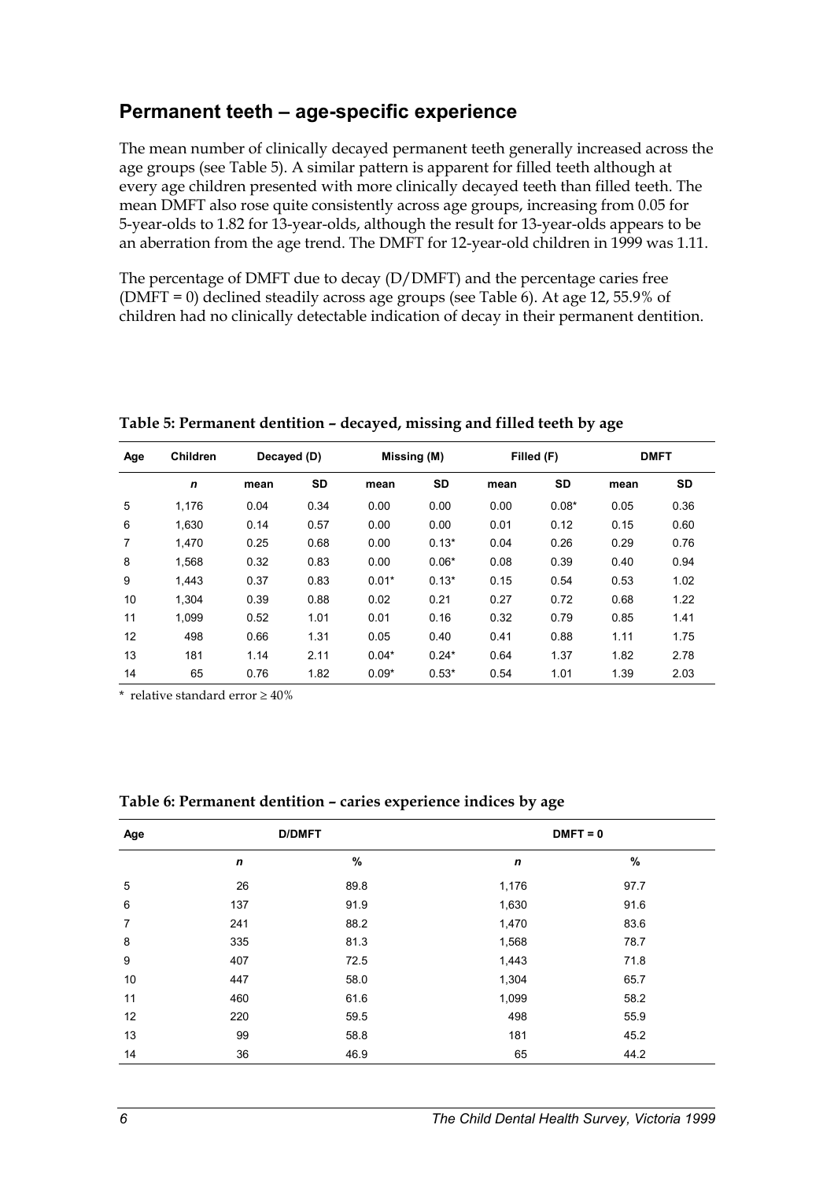## Permanent teeth – age-specific experience

The mean number of clinically decayed permanent teeth generally increased across the age groups (see Table 5). A similar pattern is apparent for filled teeth although at every age children presented with more clinically decayed teeth than filled teeth. The mean DMFT also rose quite consistently across age groups, increasing from 0.05 for 5-year-olds to 1.82 for 13-year-olds, although the result for 13-year-olds appears to be an aberration from the age trend. The DMFT for 12-year-old children in 1999 was 1.11.

The percentage of DMFT due to decay (D/DMFT) and the percentage caries free (DMFT = 0) declined steadily across age groups (see Table 6). At age 12, 55.9% of children had no clinically detectable indication of decay in their permanent dentition.

**Table 5: Permanent dentition – decayed, missing and filled teeth by age**

| Age | Children | Decayed (D) | | Missing (M) | | Filled (F) | | DMFT | |
|---|---|---|---|---|---|---|---|---|---|
| | *n* | mean | SD | mean | SD | mean | SD | mean | SD |
| 5 | 1,176 | 0.04 | 0.34 | 0.00 | 0.00 | 0.00 | 0.08* | 0.05 | 0.36 |
| 6 | 1,630 | 0.14 | 0.57 | 0.00 | 0.00 | 0.01 | 0.12 | 0.15 | 0.60 |
| 7 | 1,470 | 0.25 | 0.68 | 0.00 | 0.13* | 0.04 | 0.26 | 0.29 | 0.76 |
| 8 | 1,568 | 0.32 | 0.83 | 0.00 | 0.06* | 0.08 | 0.39 | 0.40 | 0.94 |
| 9 | 1,443 | 0.37 | 0.83 | 0.01* | 0.13* | 0.15 | 0.54 | 0.53 | 1.02 |
| 10 | 1,304 | 0.39 | 0.88 | 0.02 | 0.21 | 0.27 | 0.72 | 0.68 | 1.22 |
| 11 | 1,099 | 0.52 | 1.01 | 0.01 | 0.16 | 0.32 | 0.79 | 0.85 | 1.41 |
| 12 | 498 | 0.66 | 1.31 | 0.05 | 0.40 | 0.41 | 0.88 | 1.11 | 1.75 |
| 13 | 181 | 1.14 | 2.11 | 0.04* | 0.24* | 0.64 | 1.37 | 1.82 | 2.78 |
| 14 | 65 | 0.76 | 1.82 | 0.09* | 0.53* | 0.54 | 1.01 | 1.39 | 2.03 |

\* relative standard error ≥ 40%

**Table 6: Permanent dentition – caries experience indices by age**

| Age | D/DMFT | | DMFT = 0 | |
|---|---|---|---|---|
| | *n* | % | *n* | % |
| 5 | 26 | 89.8 | 1,176 | 97.7 |
| 6 | 137 | 91.9 | 1,630 | 91.6 |
| 7 | 241 | 88.2 | 1,470 | 83.6 |
| 8 | 335 | 81.3 | 1,568 | 78.7 |
| 9 | 407 | 72.5 | 1,443 | 71.8 |
| 10 | 447 | 58.0 | 1,304 | 65.7 |
| 11 | 460 | 61.6 | 1,099 | 58.2 |
| 12 | 220 | 59.5 | 498 | 55.9 |
| 13 | 99 | 58.8 | 181 | 45.2 |
| 14 | 36 | 46.9 | 65 | 44.2 |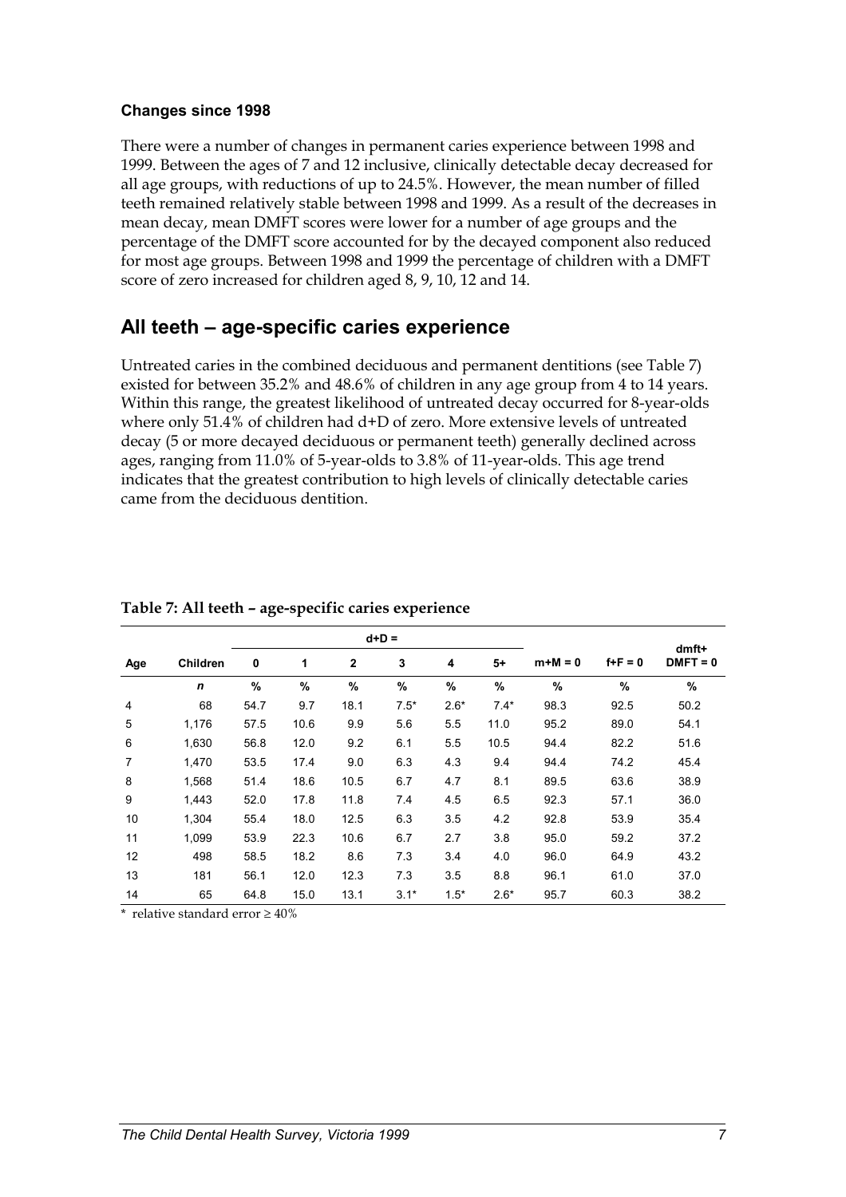### Changes since 1998

There were a number of changes in permanent caries experience between 1998 and 1999. Between the ages of 7 and 12 inclusive, clinically detectable decay decreased for all age groups, with reductions of up to 24.5%. However, the mean number of filled teeth remained relatively stable between 1998 and 1999. As a result of the decreases in mean decay, mean DMFT scores were lower for a number of age groups and the percentage of the DMFT score accounted for by the decayed component also reduced for most age groups. Between 1998 and 1999 the percentage of children with a DMFT score of zero increased for children aged 8, 9, 10, 12 and 14.

## All teeth – age-specific caries experience

Untreated caries in the combined deciduous and permanent dentitions (see Table 7) existed for between 35.2% and 48.6% of children in any age group from 4 to 14 years. Within this range, the greatest likelihood of untreated decay occurred for 8-year-olds where only 51.4% of children had d+D of zero. More extensive levels of untreated decay (5 or more decayed deciduous or permanent teeth) generally declined across ages, ranging from 11.0% of 5-year-olds to 3.8% of 11-year-olds. This age trend indicates that the greatest contribution to high levels of clinically detectable caries came from the deciduous dentition.

**Table 7: All teeth – age-specific caries experience**

| Age | Children | d+D = | | | | | | m+M = 0 | f+F = 0 | dmft+ DMFT = 0 |
|---|---|---|---|---|---|---|---|---|---|---|
| | | 0 | 1 | 2 | 3 | 4 | 5+ | | | |
| | *n* | % | % | % | % | % | % | % | % | % |
| 4 | 68 | 54.7 | 9.7 | 18.1 | 7.5* | 2.6* | 7.4* | 98.3 | 92.5 | 50.2 |
| 5 | 1,176 | 57.5 | 10.6 | 9.9 | 5.6 | 5.5 | 11.0 | 95.2 | 89.0 | 54.1 |
| 6 | 1,630 | 56.8 | 12.0 | 9.2 | 6.1 | 5.5 | 10.5 | 94.4 | 82.2 | 51.6 |
| 7 | 1,470 | 53.5 | 17.4 | 9.0 | 6.3 | 4.3 | 9.4 | 94.4 | 74.2 | 45.4 |
| 8 | 1,568 | 51.4 | 18.6 | 10.5 | 6.7 | 4.7 | 8.1 | 89.5 | 63.6 | 38.9 |
| 9 | 1,443 | 52.0 | 17.8 | 11.8 | 7.4 | 4.5 | 6.5 | 92.3 | 57.1 | 36.0 |
| 10 | 1,304 | 55.4 | 18.0 | 12.5 | 6.3 | 3.5 | 4.2 | 92.8 | 53.9 | 35.4 |
| 11 | 1,099 | 53.9 | 22.3 | 10.6 | 6.7 | 2.7 | 3.8 | 95.0 | 59.2 | 37.2 |
| 12 | 498 | 58.5 | 18.2 | 8.6 | 7.3 | 3.4 | 4.0 | 96.0 | 64.9 | 43.2 |
| 13 | 181 | 56.1 | 12.0 | 12.3 | 7.3 | 3.5 | 8.8 | 96.1 | 61.0 | 37.0 |
| 14 | 65 | 64.8 | 15.0 | 13.1 | 3.1* | 1.5* | 2.6* | 95.7 | 60.3 | 38.2 |

\* relative standard error ≥ 40%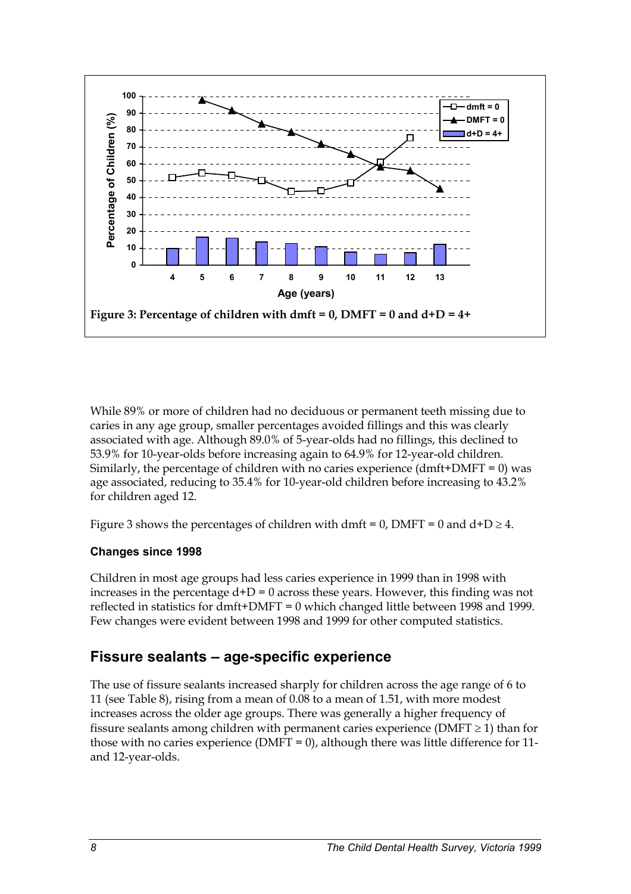Percentage of Children (%)

100
90
80
70
60
50
40
30
20
10
0

4 5 6 7 8 9 10 11 12 13

Age (years)

dmft = 0
DMFT = 0
d+D = 4+

**Figure 3: Percentage of children with dmft = 0, DMFT = 0 and d+D = 4+**

While 89% or more of children had no deciduous or permanent teeth missing due to caries in any age group, smaller percentages avoided fillings and this was clearly associated with age. Although 89.0% of 5-year-olds had no fillings, this declined to 53.9% for 10-year-olds before increasing again to 64.9% for 12-year-old children. Similarly, the percentage of children with no caries experience (dmft+DMFT = 0) was age associated, reducing to 35.4% for 10-year-old children before increasing to 43.2% for children aged 12.

Figure 3 shows the percentages of children with dmft = 0, DMFT = 0 and d+D ≥ 4.

### Changes since 1998

Children in most age groups had less caries experience in 1999 than in 1998 with increases in the percentage d+D = 0 across these years. However, this finding was not reflected in statistics for dmft+DMFT = 0 which changed little between 1998 and 1999. Few changes were evident between 1998 and 1999 for other computed statistics.

## Fissure sealants – age-specific experience

The use of fissure sealants increased sharply for children across the age range of 6 to 11 (see Table 8), rising from a mean of 0.08 to a mean of 1.51, with more modest increases across the older age groups. There was generally a higher frequency of fissure sealants among children with permanent caries experience (DMFT ≥ 1) than for those with no caries experience (DMFT = 0), although there was little difference for 11- and 12-year-olds.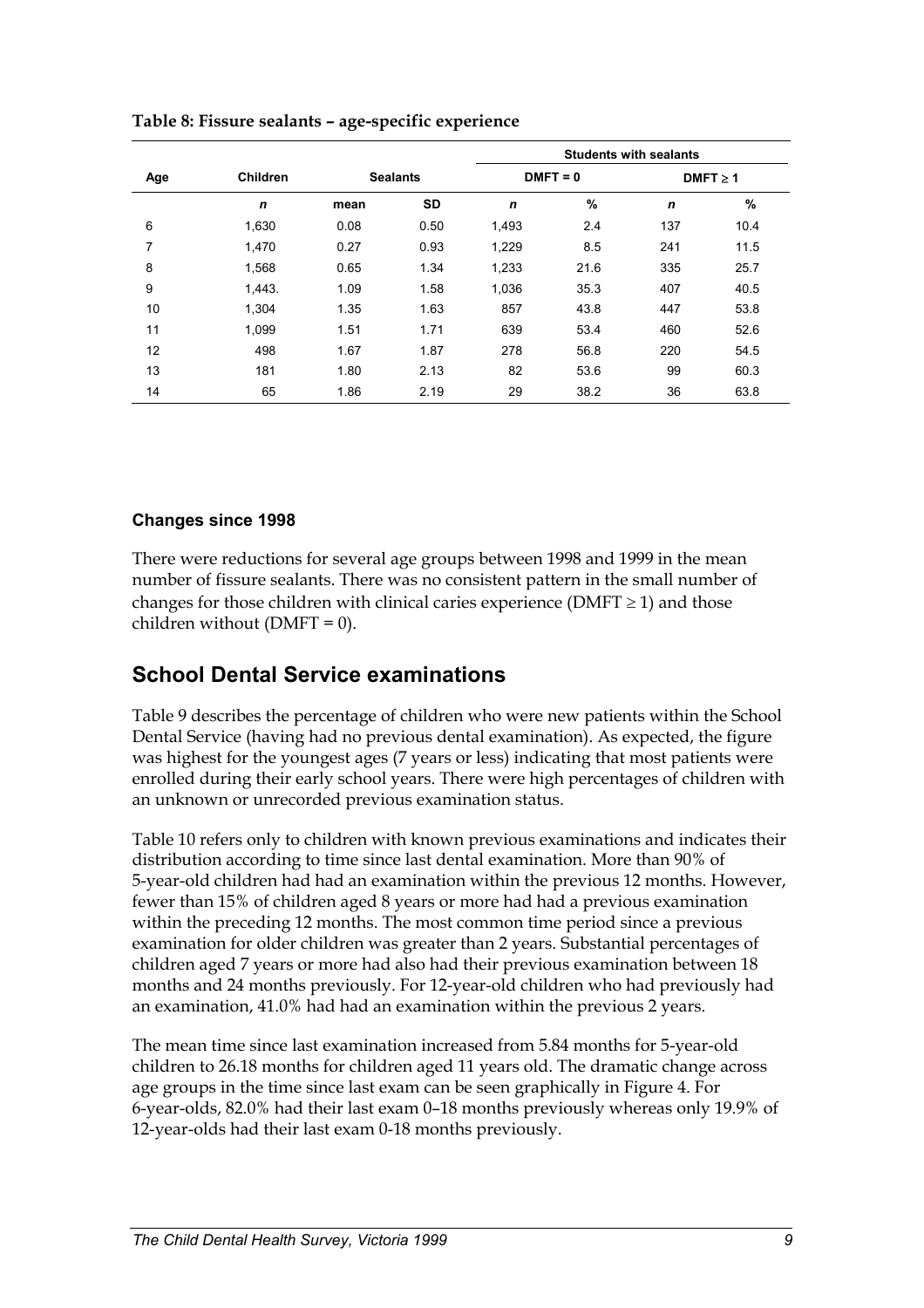**Table 8: Fissure sealants – age-specific experience**

| Age | Children | Sealants | | Students with sealants | | | |
|---|---|---|---|---|---|---|---|
| | | | | DMFT = 0 | | DMFT ≥ 1 | |
| | *n* | mean | SD | *n* | % | *n* | % |
| 6 | 1,630 | 0.08 | 0.50 | 1,493 | 2.4 | 137 | 10.4 |
| 7 | 1,470 | 0.27 | 0.93 | 1,229 | 8.5 | 241 | 11.5 |
| 8 | 1,568 | 0.65 | 1.34 | 1,233 | 21.6 | 335 | 25.7 |
| 9 | 1,443. | 1.09 | 1.58 | 1,036 | 35.3 | 407 | 40.5 |
| 10 | 1,304 | 1.35 | 1.63 | 857 | 43.8 | 447 | 53.8 |
| 11 | 1,099 | 1.51 | 1.71 | 639 | 53.4 | 460 | 52.6 |
| 12 | 498 | 1.67 | 1.87 | 278 | 56.8 | 220 | 54.5 |
| 13 | 181 | 1.80 | 2.13 | 82 | 53.6 | 99 | 60.3 |
| 14 | 65 | 1.86 | 2.19 | 29 | 38.2 | 36 | 63.8 |

#### Changes since 1998

There were reductions for several age groups between 1998 and 1999 in the mean number of fissure sealants. There was no consistent pattern in the small number of changes for those children with clinical caries experience (DMFT ≥ 1) and those children without (DMFT = 0).

## School Dental Service examinations

Table 9 describes the percentage of children who were new patients within the School Dental Service (having had no previous dental examination). As expected, the figure was highest for the youngest ages (7 years or less) indicating that most patients were enrolled during their early school years. There were high percentages of children with an unknown or unrecorded previous examination status.

Table 10 refers only to children with known previous examinations and indicates their distribution according to time since last dental examination. More than 90% of 5-year-old children had had an examination within the previous 12 months. However, fewer than 15% of children aged 8 years or more had had a previous examination within the preceding 12 months. The most common time period since a previous examination for older children was greater than 2 years. Substantial percentages of children aged 7 years or more had also had their previous examination between 18 months and 24 months previously. For 12-year-old children who had previously had an examination, 41.0% had had an examination within the previous 2 years.

The mean time since last examination increased from 5.84 months for 5-year-old children to 26.18 months for children aged 11 years old. The dramatic change across age groups in the time since last exam can be seen graphically in Figure 4. For 6-year-olds, 82.0% had their last exam 0–18 months previously whereas only 19.9% of 12-year-olds had their last exam 0-18 months previously.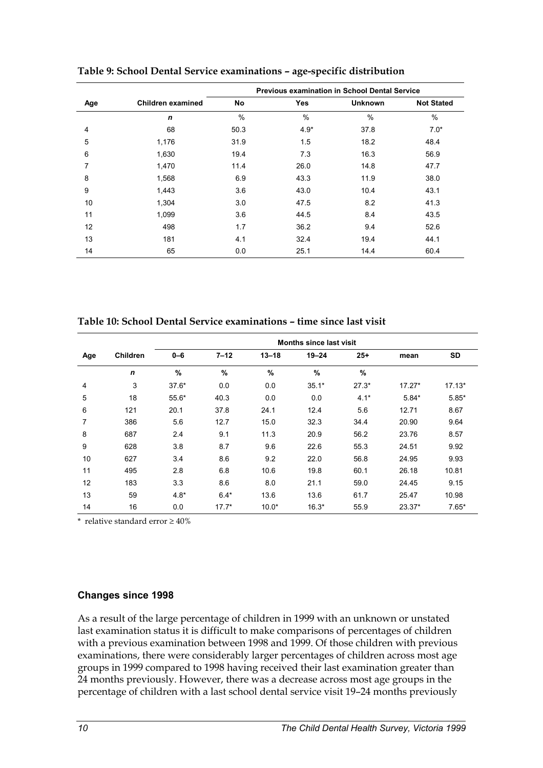**Table 9: School Dental Service examinations – age-specific distribution**

| | | Previous examination in School Dental Service | | | |
|---|---|---|---|---|---|
| Age | Children examined | No | Yes | Unknown | Not Stated |
| | *n* | % | % | % | % |
| 4 | 68 | 50.3 | 4.9* | 37.8 | 7.0* |
| 5 | 1,176 | 31.9 | 1.5 | 18.2 | 48.4 |
| 6 | 1,630 | 19.4 | 7.3 | 16.3 | 56.9 |
| 7 | 1,470 | 11.4 | 26.0 | 14.8 | 47.7 |
| 8 | 1,568 | 6.9 | 43.3 | 11.9 | 38.0 |
| 9 | 1,443 | 3.6 | 43.0 | 10.4 | 43.1 |
| 10 | 1,304 | 3.0 | 47.5 | 8.2 | 41.3 |
| 11 | 1,099 | 3.6 | 44.5 | 8.4 | 43.5 |
| 12 | 498 | 1.7 | 36.2 | 9.4 | 52.6 |
| 13 | 181 | 4.1 | 32.4 | 19.4 | 44.1 |
| 14 | 65 | 0.0 | 25.1 | 14.4 | 60.4 |

**Table 10: School Dental Service examinations – time since last visit**

| | | Months since last visit | | | | | | |
|---|---|---|---|---|---|---|---|---|
| Age | Children | 0–6 | 7–12 | 13–18 | 19–24 | 25+ | mean | SD |
| | *n* | % | % | % | % | % | | |
| 4 | 3 | 37.6* | 0.0 | 0.0 | 35.1* | 27.3* | 17.27* | 17.13* |
| 5 | 18 | 55.6* | 40.3 | 0.0 | 0.0 | 4.1* | 5.84* | 5.85* |
| 6 | 121 | 20.1 | 37.8 | 24.1 | 12.4 | 5.6 | 12.71 | 8.67 |
| 7 | 386 | 5.6 | 12.7 | 15.0 | 32.3 | 34.4 | 20.90 | 9.64 |
| 8 | 687 | 2.4 | 9.1 | 11.3 | 20.9 | 56.2 | 23.76 | 8.57 |
| 9 | 628 | 3.8 | 8.7 | 9.6 | 22.6 | 55.3 | 24.51 | 9.92 |
| 10 | 627 | 3.4 | 8.6 | 9.2 | 22.0 | 56.8 | 24.95 | 9.93 |
| 11 | 495 | 2.8 | 6.8 | 10.6 | 19.8 | 60.1 | 26.18 | 10.81 |
| 12 | 183 | 3.3 | 8.6 | 8.0 | 21.1 | 59.0 | 24.45 | 9.15 |
| 13 | 59 | 4.8* | 6.4* | 13.6 | 13.6 | 61.7 | 25.47 | 10.98 |
| 14 | 16 | 0.0 | 17.7* | 10.0* | 16.3* | 55.9 | 23.37* | 7.65* |

\* relative standard error ≥ 40%

### Changes since 1998

As a result of the large percentage of children in 1999 with an unknown or unstated last examination status it is difficult to make comparisons of percentages of children with a previous examination between 1998 and 1999. Of those children with previous examinations, there were considerably larger percentages of children across most age groups in 1999 compared to 1998 having received their last examination greater than 24 months previously. However, there was a decrease across most age groups in the percentage of children with a last school dental service visit 19–24 months previously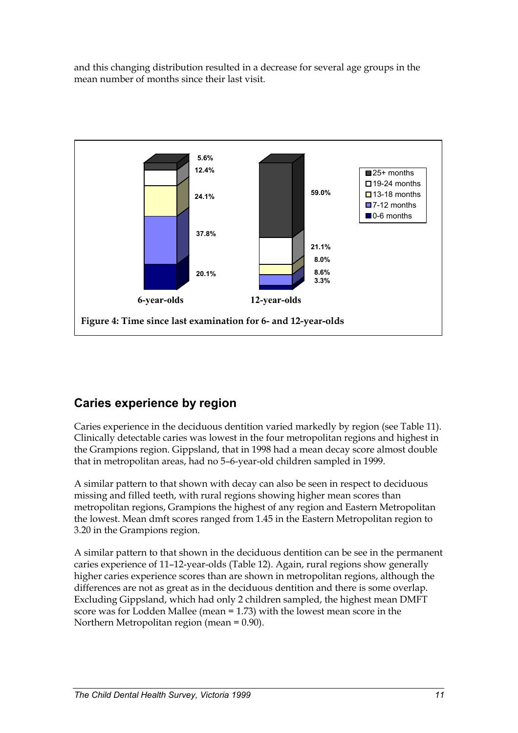and this changing distribution resulted in a decrease for several age groups in the mean number of months since their last visit.

5.6%
12.4%
24.1%
37.8%
20.1%

59.0%
21.1%
8.0%
8.6%
3.3%

25+ months
19-24 months
13-18 months
7-12 months
0-6 months

6-year-olds
12-year-olds

**Figure 4: Time since last examination for 6- and 12-year-olds**

## Caries experience by region

Caries experience in the deciduous dentition varied markedly by region (see Table 11). Clinically detectable caries was lowest in the four metropolitan regions and highest in the Grampions region. Gippsland, that in 1998 had a mean decay score almost double that in metropolitan areas, had no 5–6-year-old children sampled in 1999.

A similar pattern to that shown with decay can also be seen in respect to deciduous missing and filled teeth, with rural regions showing higher mean scores than metropolitan regions, Grampions the highest of any region and Eastern Metropolitan the lowest. Mean dmft scores ranged from 1.45 in the Eastern Metropolitan region to 3.20 in the Grampions region.

A similar pattern to that shown in the deciduous dentition can be see in the permanent caries experience of 11–12-year-olds (Table 12). Again, rural regions show generally higher caries experience scores than are shown in metropolitan regions, although the differences are not as great as in the deciduous dentition and there is some overlap. Excluding Gippsland, which had only 2 children sampled, the highest mean DMFT score was for Lodden Mallee (mean = 1.73) with the lowest mean score in the Northern Metropolitan region (mean = 0.90).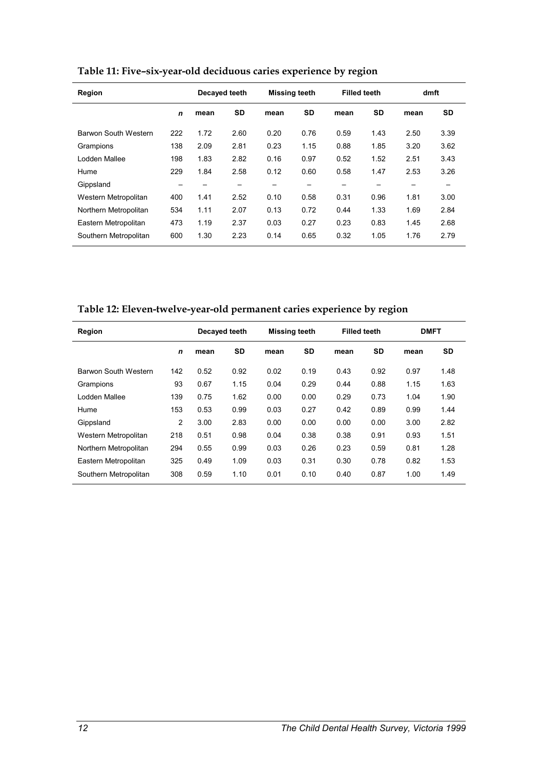**Table 11: Five–six-year-old deciduous caries experience by region**

| Region | | Decayed teeth | | Missing teeth | | Filled teeth | | dmft | |
|---|---|---|---|---|---|---|---|---|---|
| | *n* | mean | SD | mean | SD | mean | SD | mean | SD |
| Barwon South Western | 222 | 1.72 | 2.60 | 0.20 | 0.76 | 0.59 | 1.43 | 2.50 | 3.39 |
| Grampions | 138 | 2.09 | 2.81 | 0.23 | 1.15 | 0.88 | 1.85 | 3.20 | 3.62 |
| Lodden Mallee | 198 | 1.83 | 2.82 | 0.16 | 0.97 | 0.52 | 1.52 | 2.51 | 3.43 |
| Hume | 229 | 1.84 | 2.58 | 0.12 | 0.60 | 0.58 | 1.47 | 2.53 | 3.26 |
| Gippsland | – | – | – | – | – | – | – | – | – |
| Western Metropolitan | 400 | 1.41 | 2.52 | 0.10 | 0.58 | 0.31 | 0.96 | 1.81 | 3.00 |
| Northern Metropolitan | 534 | 1.11 | 2.07 | 0.13 | 0.72 | 0.44 | 1.33 | 1.69 | 2.84 |
| Eastern Metropolitan | 473 | 1.19 | 2.37 | 0.03 | 0.27 | 0.23 | 0.83 | 1.45 | 2.68 |
| Southern Metropolitan | 600 | 1.30 | 2.23 | 0.14 | 0.65 | 0.32 | 1.05 | 1.76 | 2.79 |

**Table 12: Eleven-twelve-year-old permanent caries experience by region**

| Region | | Decayed teeth | | Missing teeth | | Filled teeth | | DMFT | |
|---|---|---|---|---|---|---|---|---|---|
| | *n* | mean | SD | mean | SD | mean | SD | mean | SD |
| Barwon South Western | 142 | 0.52 | 0.92 | 0.02 | 0.19 | 0.43 | 0.92 | 0.97 | 1.48 |
| Grampions | 93 | 0.67 | 1.15 | 0.04 | 0.29 | 0.44 | 0.88 | 1.15 | 1.63 |
| Lodden Mallee | 139 | 0.75 | 1.62 | 0.00 | 0.00 | 0.29 | 0.73 | 1.04 | 1.90 |
| Hume | 153 | 0.53 | 0.99 | 0.03 | 0.27 | 0.42 | 0.89 | 0.99 | 1.44 |
| Gippsland | 2 | 3.00 | 2.83 | 0.00 | 0.00 | 0.00 | 0.00 | 3.00 | 2.82 |
| Western Metropolitan | 218 | 0.51 | 0.98 | 0.04 | 0.38 | 0.38 | 0.91 | 0.93 | 1.51 |
| Northern Metropolitan | 294 | 0.55 | 0.99 | 0.03 | 0.26 | 0.23 | 0.59 | 0.81 | 1.28 |
| Eastern Metropolitan | 325 | 0.49 | 1.09 | 0.03 | 0.31 | 0.30 | 0.78 | 0.82 | 1.53 |
| Southern Metropolitan | 308 | 0.59 | 1.10 | 0.01 | 0.10 | 0.40 | 0.87 | 1.00 | 1.49 |